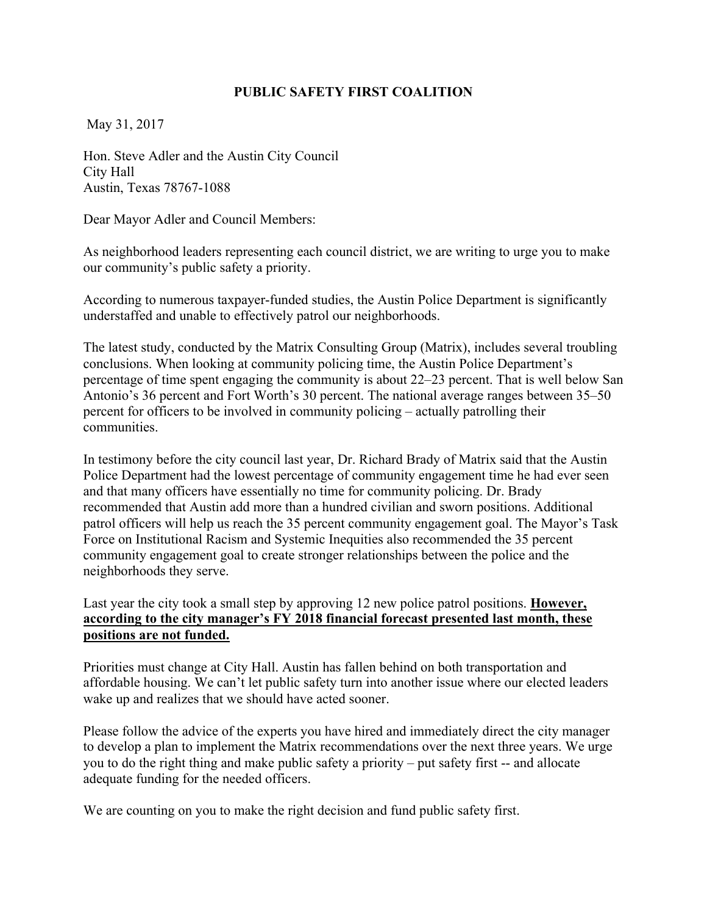**PUBLIC SAFETY FIRST COALITION**

May 31, 2017

Hon. Steve Adler and the Austin City Council
City Hall
Austin, Texas 78767-1088

Dear Mayor Adler and Council Members:

As neighborhood leaders representing each council district, we are writing to urge you to make our community's public safety a priority.

According to numerous taxpayer-funded studies, the Austin Police Department is significantly understaffed and unable to effectively patrol our neighborhoods.

The latest study, conducted by the Matrix Consulting Group (Matrix), includes several troubling conclusions. When looking at community policing time, the Austin Police Department's percentage of time spent engaging the community is about 22–23 percent. That is well below San Antonio's 36 percent and Fort Worth's 30 percent. The national average ranges between 35–50 percent for officers to be involved in community policing – actually patrolling their communities.

In testimony before the city council last year, Dr. Richard Brady of Matrix said that the Austin Police Department had the lowest percentage of community engagement time he had ever seen and that many officers have essentially no time for community policing. Dr. Brady recommended that Austin add more than a hundred civilian and sworn positions. Additional patrol officers will help us reach the 35 percent community engagement goal. The Mayor's Task Force on Institutional Racism and Systemic Inequities also recommended the 35 percent community engagement goal to create stronger relationships between the police and the neighborhoods they serve.

Last year the city took a small step by approving 12 new police patrol positions. <u>**However, according to the city manager's FY 2018 financial forecast presented last month, these positions are not funded.**</u>

Priorities must change at City Hall. Austin has fallen behind on both transportation and affordable housing. We can't let public safety turn into another issue where our elected leaders wake up and realizes that we should have acted sooner.

Please follow the advice of the experts you have hired and immediately direct the city manager to develop a plan to implement the Matrix recommendations over the next three years. We urge you to do the right thing and make public safety a priority – put safety first -- and allocate adequate funding for the needed officers.

We are counting on you to make the right decision and fund public safety first.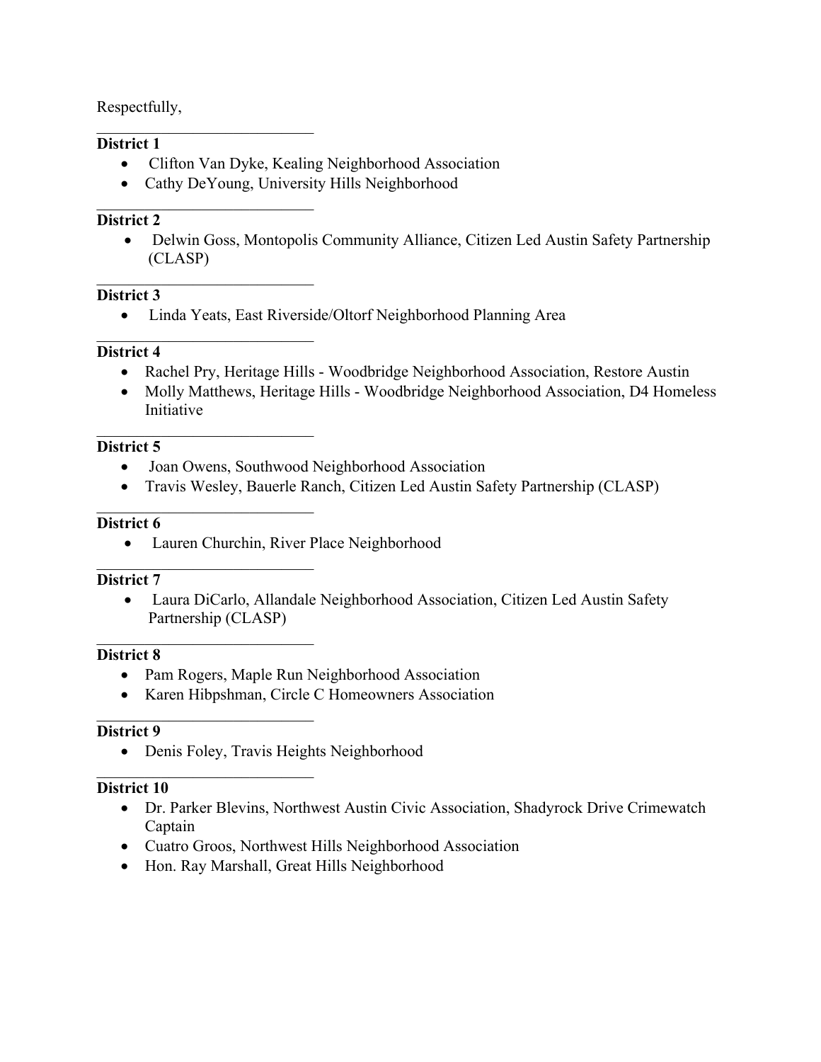Respectfully,

**District 1**

- Clifton Van Dyke, Kealing Neighborhood Association
- Cathy DeYoung, University Hills Neighborhood

**District 2**

- Delwin Goss, Montopolis Community Alliance, Citizen Led Austin Safety Partnership (CLASP)

**District 3**

- Linda Yeats, East Riverside/Oltorf Neighborhood Planning Area

**District 4**

- Rachel Pry, Heritage Hills - Woodbridge Neighborhood Association, Restore Austin
- Molly Matthews, Heritage Hills - Woodbridge Neighborhood Association, D4 Homeless Initiative

**District 5**

- Joan Owens, Southwood Neighborhood Association
- Travis Wesley, Bauerle Ranch, Citizen Led Austin Safety Partnership (CLASP)

**District 6**

- Lauren Churchin, River Place Neighborhood

**District 7**

- Laura DiCarlo, Allandale Neighborhood Association, Citizen Led Austin Safety Partnership (CLASP)

**District 8**

- Pam Rogers, Maple Run Neighborhood Association
- Karen Hibpshman, Circle C Homeowners Association

**District 9**

- Denis Foley, Travis Heights Neighborhood

**District 10**

- Dr. Parker Blevins, Northwest Austin Civic Association, Shadyrock Drive Crimewatch Captain
- Cuatro Groos, Northwest Hills Neighborhood Association
- Hon. Ray Marshall, Great Hills Neighborhood